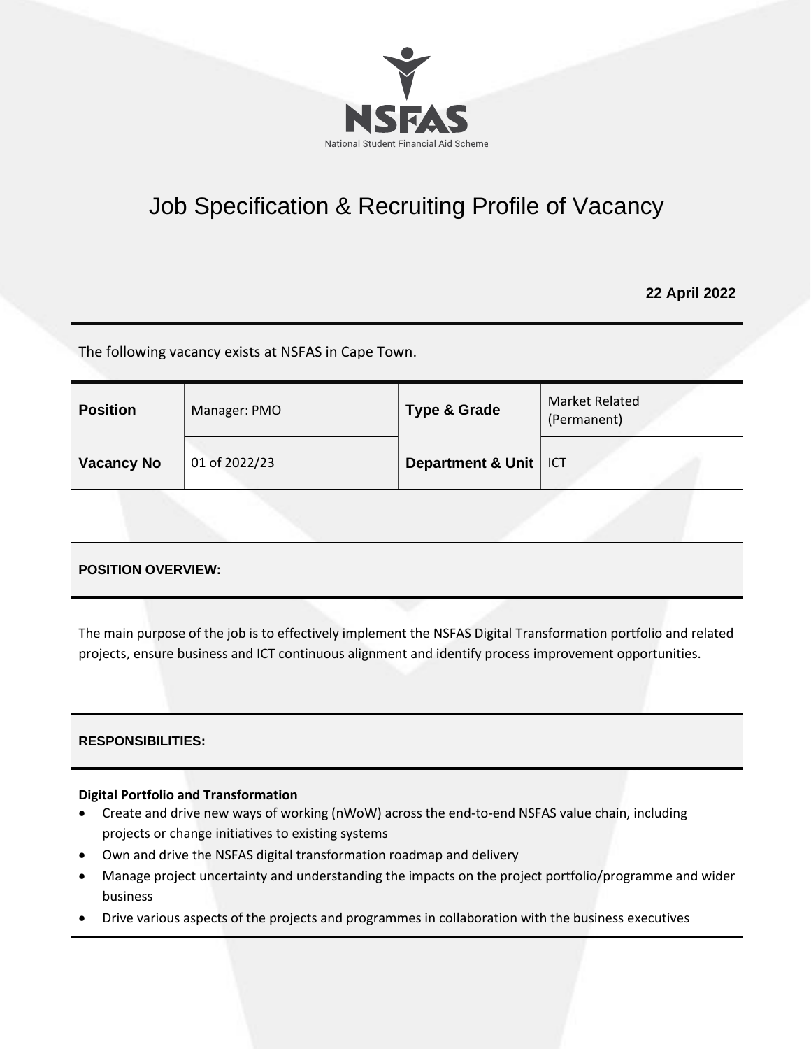NSFAS

National Student Financial Aid Scheme

# Job Specification & Recruiting Profile of Vacancy

**22 April 2022**

The following vacancy exists at NSFAS in Cape Town.

| **Position** | Manager: PMO | **Type & Grade** | Market Related (Permanent) |
|---|---|---|---|
| **Vacancy No** | 01 of 2022/23 | **Department & Unit** | ICT |

## POSITION OVERVIEW:

The main purpose of the job is to effectively implement the NSFAS Digital Transformation portfolio and related projects, ensure business and ICT continuous alignment and identify process improvement opportunities.

## RESPONSIBILITIES:

**Digital Portfolio and Transformation**

- Create and drive new ways of working (nWoW) across the end-to-end NSFAS value chain, including projects or change initiatives to existing systems
- Own and drive the NSFAS digital transformation roadmap and delivery
- Manage project uncertainty and understanding the impacts on the project portfolio/programme and wider business
- Drive various aspects of the projects and programmes in collaboration with the business executives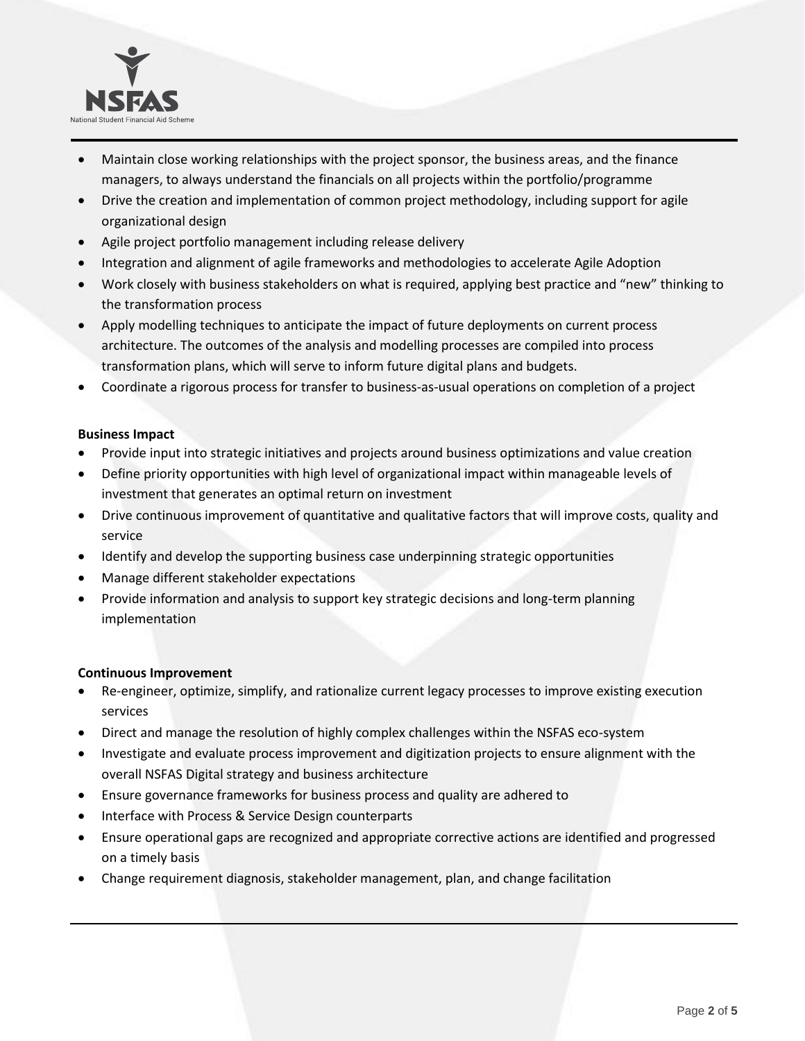- Maintain close working relationships with the project sponsor, the business areas, and the finance managers, to always understand the financials on all projects within the portfolio/programme
- Drive the creation and implementation of common project methodology, including support for agile organizational design
- Agile project portfolio management including release delivery
- Integration and alignment of agile frameworks and methodologies to accelerate Agile Adoption
- Work closely with business stakeholders on what is required, applying best practice and "new" thinking to the transformation process
- Apply modelling techniques to anticipate the impact of future deployments on current process architecture. The outcomes of the analysis and modelling processes are compiled into process transformation plans, which will serve to inform future digital plans and budgets.
- Coordinate a rigorous process for transfer to business-as-usual operations on completion of a project

**Business Impact**

- Provide input into strategic initiatives and projects around business optimizations and value creation
- Define priority opportunities with high level of organizational impact within manageable levels of investment that generates an optimal return on investment
- Drive continuous improvement of quantitative and qualitative factors that will improve costs, quality and service
- Identify and develop the supporting business case underpinning strategic opportunities
- Manage different stakeholder expectations
- Provide information and analysis to support key strategic decisions and long-term planning implementation

**Continuous Improvement**

- Re-engineer, optimize, simplify, and rationalize current legacy processes to improve existing execution services
- Direct and manage the resolution of highly complex challenges within the NSFAS eco-system
- Investigate and evaluate process improvement and digitization projects to ensure alignment with the overall NSFAS Digital strategy and business architecture
- Ensure governance frameworks for business process and quality are adhered to
- Interface with Process & Service Design counterparts
- Ensure operational gaps are recognized and appropriate corrective actions are identified and progressed on a timely basis
- Change requirement diagnosis, stakeholder management, plan, and change facilitation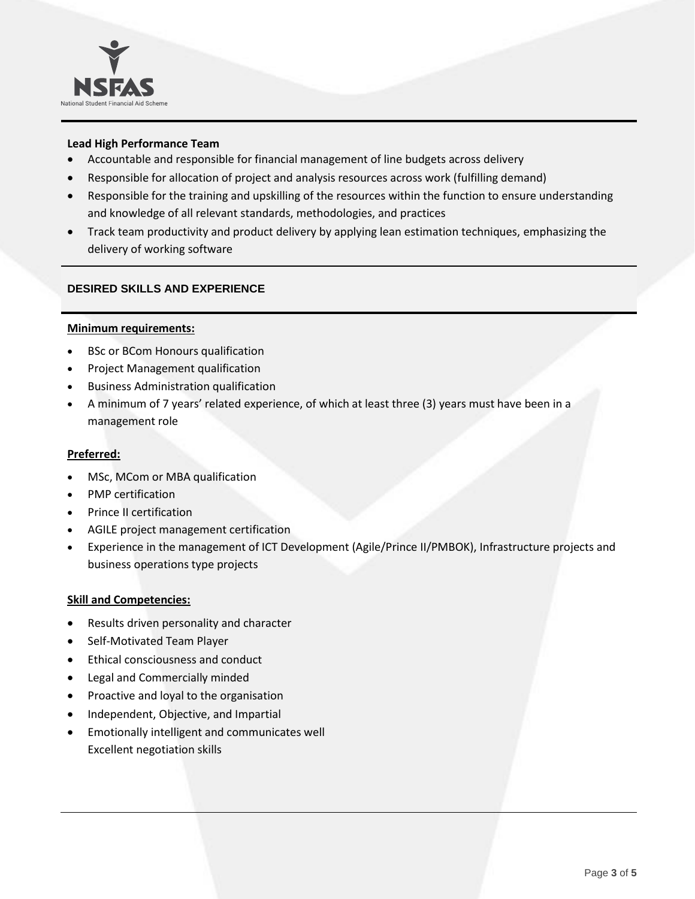**Lead High Performance Team**

- Accountable and responsible for financial management of line budgets across delivery
- Responsible for allocation of project and analysis resources across work (fulfilling demand)
- Responsible for the training and upskilling of the resources within the function to ensure understanding and knowledge of all relevant standards, methodologies, and practices
- Track team productivity and product delivery by applying lean estimation techniques, emphasizing the delivery of working software

## DESIRED SKILLS AND EXPERIENCE

**Minimum requirements:**

- BSc or BCom Honours qualification
- Project Management qualification
- Business Administration qualification
- A minimum of 7 years' related experience, of which at least three (3) years must have been in a management role

**Preferred:**

- MSc, MCom or MBA qualification
- PMP certification
- Prince II certification
- AGILE project management certification
- Experience in the management of ICT Development (Agile/Prince II/PMBOK), Infrastructure projects and business operations type projects

**Skill and Competencies:**

- Results driven personality and character
- Self-Motivated Team Player
- Ethical consciousness and conduct
- Legal and Commercially minded
- Proactive and loyal to the organisation
- Independent, Objective, and Impartial
- Emotionally intelligent and communicates well
  Excellent negotiation skills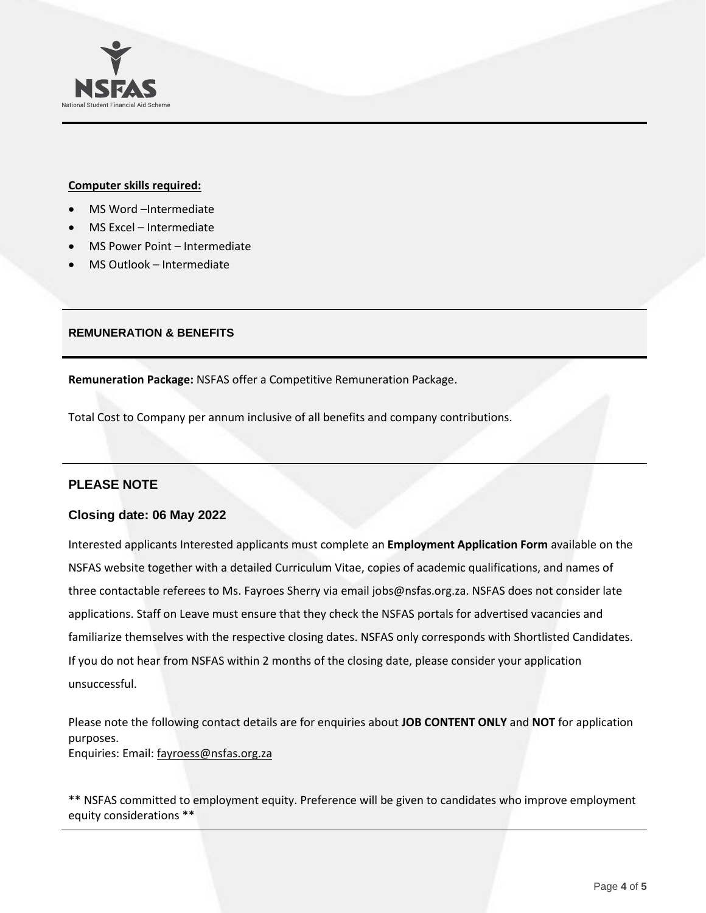**Computer skills required:**

- MS Word –Intermediate
- MS Excel – Intermediate
- MS Power Point – Intermediate
- MS Outlook – Intermediate

## REMUNERATION & BENEFITS

**Remuneration Package:** NSFAS offer a Competitive Remuneration Package.

Total Cost to Company per annum inclusive of all benefits and company contributions.

## PLEASE NOTE

### Closing date: 06 May 2022

Interested applicants Interested applicants must complete an **Employment Application Form** available on the NSFAS website together with a detailed Curriculum Vitae, copies of academic qualifications, and names of three contactable referees to Ms. Fayroes Sherry via email jobs@nsfas.org.za. NSFAS does not consider late applications. Staff on Leave must ensure that they check the NSFAS portals for advertised vacancies and familiarize themselves with the respective closing dates. NSFAS only corresponds with Shortlisted Candidates. If you do not hear from NSFAS within 2 months of the closing date, please consider your application unsuccessful.

Please note the following contact details are for enquiries about **JOB CONTENT ONLY** and **NOT** for application purposes.
Enquiries: Email: fayroess@nsfas.org.za

** NSFAS committed to employment equity. Preference will be given to candidates who improve employment equity considerations **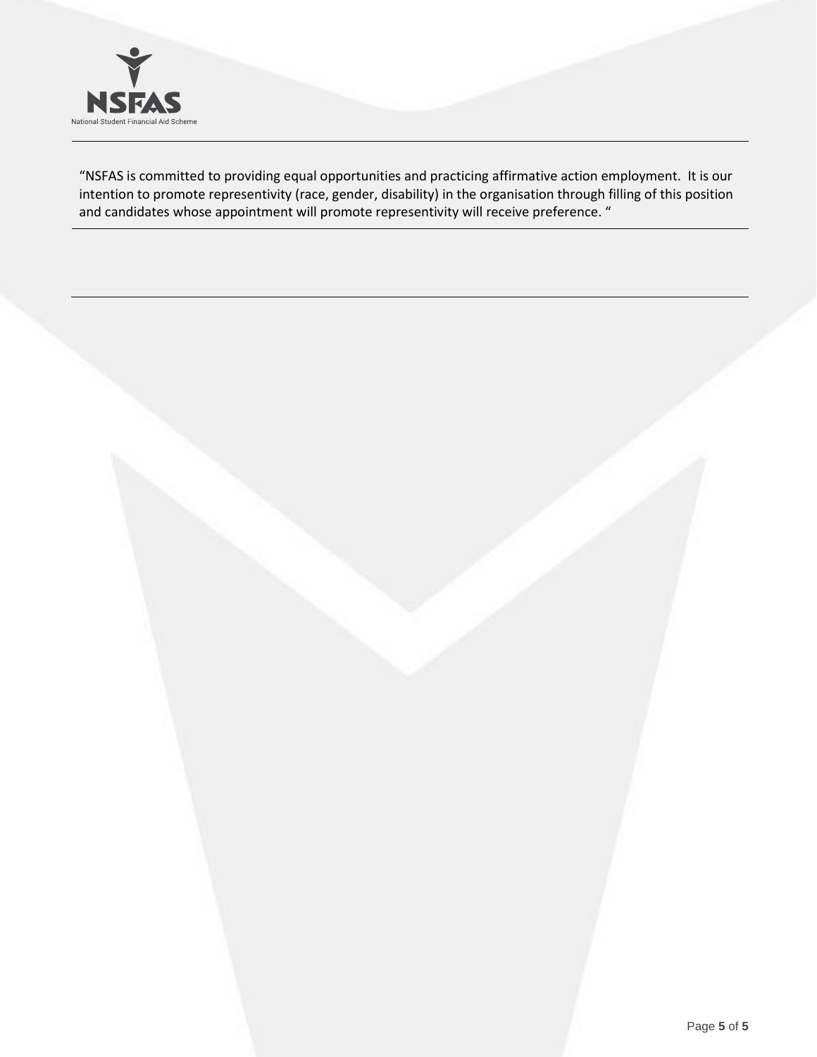"NSFAS is committed to providing equal opportunities and practicing affirmative action employment.  It is our intention to promote representivity (race, gender, disability) in the organisation through filling of this position and candidates whose appointment will promote representivity will receive preference. "